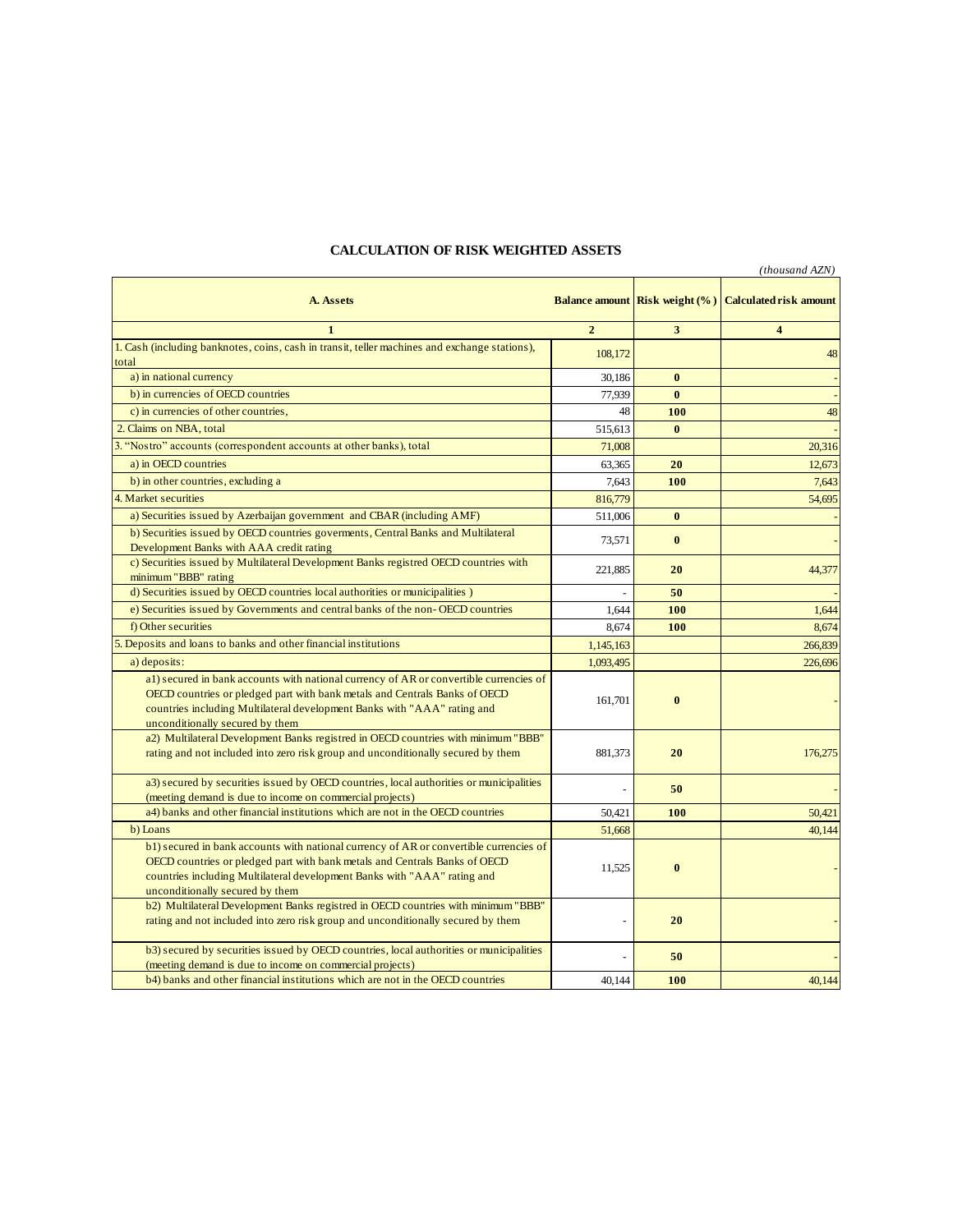# CALCULATION OF RISK WEIGHTED ASSETS

*(thousand AZN)*

| A. Assets | Balance amount | Risk weight (%) | Calculated risk amount |
|---|---|---|---|
| 1 | 2 | 3 | 4 |
| 1. Cash (including banknotes, coins, cash in transit, teller machines and exchange stations), total | 108,172 | | 48 |
| a) in national currency | 30,186 | **0** | - |
| b) in currencies of OECD countries | 77,939 | **0** | - |
| c) in currencies of other countries, | 48 | **100** | 48 |
| 2. Claims on NBA, total | 515,613 | **0** | - |
| 3. "Nostro" accounts (correspondent accounts at other banks), total | 71,008 | | 20,316 |
| a) in OECD countries | 63,365 | **20** | 12,673 |
| b) in other countries, excluding a | 7,643 | **100** | 7,643 |
| 4. Market securities | 816,779 | | 54,695 |
| a) Securities issued by Azerbaijan government and CBAR (including AMF) | 511,006 | **0** | - |
| b) Securities issued by OECD countries goverments, Central Banks and Multilateral Development Banks with AAA credit rating | 73,571 | **0** | - |
| c) Securities issued by Multilateral Development Banks registred OECD countries with minimum "BBB" rating | 221,885 | **20** | 44,377 |
| d) Securities issued by OECD countries local authorities or municipalities ) | - | **50** | - |
| e) Securities issued by Governments and central banks of the non- OECD countries | 1,644 | **100** | 1,644 |
| f) Other securities | 8,674 | **100** | 8,674 |
| 5. Deposits and loans to banks and other financial institutions | 1,145,163 | | 266,839 |
| a) deposits: | 1,093,495 | | 226,696 |
| a1) secured in bank accounts with national currency of AR or convertible currencies of OECD countries or pledged part with bank metals and Centrals Banks of OECD countries including Multilateral development Banks with "AAA" rating and unconditionally secured by them | 161,701 | **0** | - |
| a2) Multilateral Development Banks registred in OECD countries with minimum "BBB" rating and not included into zero risk group and unconditionally secured by them | 881,373 | **20** | 176,275 |
| a3) secured by securities issued by OECD countries, local authorities or municipalities (meeting demand is due to income on commercial projects) | - | **50** | - |
| a4) banks and other financial institutions which are not in the OECD countries | 50,421 | **100** | 50,421 |
| b) Loans | 51,668 | | 40,144 |
| b1) secured in bank accounts with national currency of AR or convertible currencies of OECD countries or pledged part with bank metals and Centrals Banks of OECD countries including Multilateral development Banks with "AAA" rating and unconditionally secured by them | 11,525 | **0** | - |
| b2) Multilateral Development Banks registred in OECD countries with minimum "BBB" rating and not included into zero risk group and unconditionally secured by them | - | **20** | - |
| b3) secured by securities issued by OECD countries, local authorities or municipalities (meeting demand is due to income on commercial projects) | - | **50** | - |
| b4) banks and other financial institutions which are not in the OECD countries | 40,144 | **100** | 40,144 |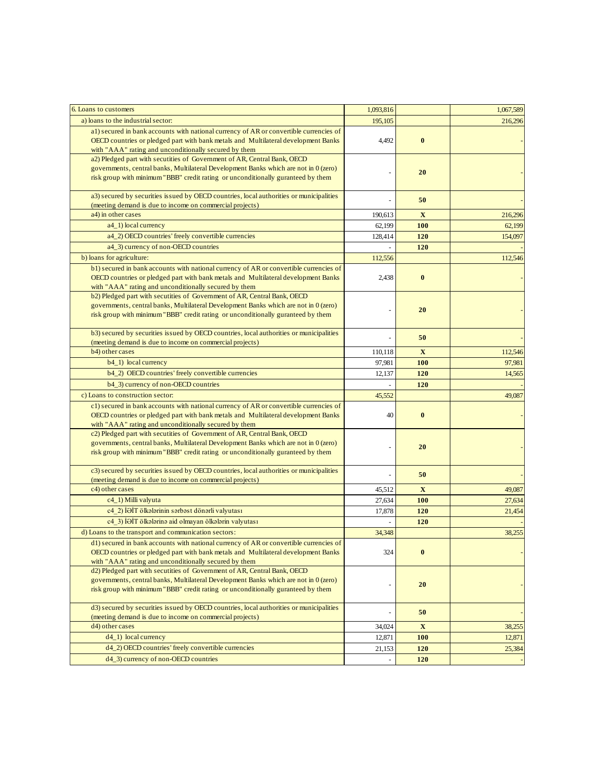| | | | |
|---|---|---|---|
| 6. Loans to customers | 1,093,816 | | 1,067,589 |
| a) loans to the industrial sector: | 195,105 | | 216,296 |
| a1) secured in bank accounts with national currency of AR or convertible currencies of OECD countries or pledged part with bank metals and Multilateral development Banks with "AAA" rating and unconditionally secured by them | 4,492 | **0** | - |
| a2) Pledged part with secutities of Government of AR, Central Bank, OECD governments, central banks, Multilateral Development Banks which are not in 0 (zero) risk group with minimum "BBB" credit rating or unconditionally guranteed by them | - | **20** | - |
| a3) secured by securities issued by OECD countries, local authorities or municipalities (meeting demand is due to income on commercial projects) | - | **50** | - |
| a4) in other cases | 190,613 | **X** | 216,296 |
| a4_1) local currency | 62,199 | **100** | 62,199 |
| a4_2) OECD countries' freely convertible currencies | 128,414 | **120** | 154,097 |
| a4_3) currency of non-OECD countries | - | **120** | - |
| b) loans for agriculture: | 112,556 | | 112,546 |
| b1) secured in bank accounts with national currency of AR or convertible currencies of OECD countries or pledged part with bank metals and Multilateral development Banks with "AAA" rating and unconditionally secured by them | 2,438 | **0** | - |
| b2) Pledged part with secutities of Government of AR, Central Bank, OECD governments, central banks, Multilateral Development Banks which are not in 0 (zero) risk group with minimum "BBB" credit rating or unconditionally guranteed by them | - | **20** | - |
| b3) secured by securities issued by OECD countries, local authorities or municipalities (meeting demand is due to income on commercial projects) | - | **50** | - |
| b4) other cases | 110,118 | **X** | 112,546 |
| b4_1) local currency | 97,981 | **100** | 97,981 |
| b4_2) OECD countries' freely convertible currencies | 12,137 | **120** | 14,565 |
| b4_3) currency of non-OECD countries | - | **120** | - |
| c) Loans to construction sector: | 45,552 | | 49,087 |
| c1) secured in bank accounts with national currency of AR or convertible currencies of OECD countries or pledged part with bank metals and Multilateral development Banks with "AAA" rating and unconditionally secured by them | 40 | **0** | - |
| c2) Pledged part with secutities of Government of AR, Central Bank, OECD governments, central banks, Multilateral Development Banks which are not in 0 (zero) risk group with minimum "BBB" credit rating or unconditionally guranteed by them | - | **20** | - |
| c3) secured by securities issued by OECD countries, local authorities or municipalities (meeting demand is due to income on commercial projects) | - | **50** | - |
| c4) other cases | 45,512 | **X** | 49,087 |
| c4_1) Milli valyuta | 27,634 | **100** | 27,634 |
| c4_2) İƏİT ölkələrinin sərbəst dönərli valyutası | 17,878 | **120** | 21,454 |
| c4_3) İƏİT ölkələrinə aid olmayan ölkələrin valyutası | - | **120** | - |
| d) Loans to the transport and communication sectors: | 34,348 | | 38,255 |
| d1) secured in bank accounts with national currency of AR or convertible currencies of OECD countries or pledged part with bank metals and Multilateral development Banks with "AAA" rating and unconditionally secured by them | 324 | **0** | - |
| d2) Pledged part with secutities of Government of AR, Central Bank, OECD governments, central banks, Multilateral Development Banks which are not in 0 (zero) risk group with minimum "BBB" credit rating or unconditionally guranteed by them | - | **20** | - |
| d3) secured by securities issued by OECD countries, local authorities or municipalities (meeting demand is due to income on commercial projects) | - | **50** | - |
| d4) other cases | 34,024 | **X** | 38,255 |
| d4_1) local currency | 12,871 | **100** | 12,871 |
| d4_2) OECD countries' freely convertible currencies | 21,153 | **120** | 25,384 |
| d4_3) currency of non-OECD countries | - | **120** | - |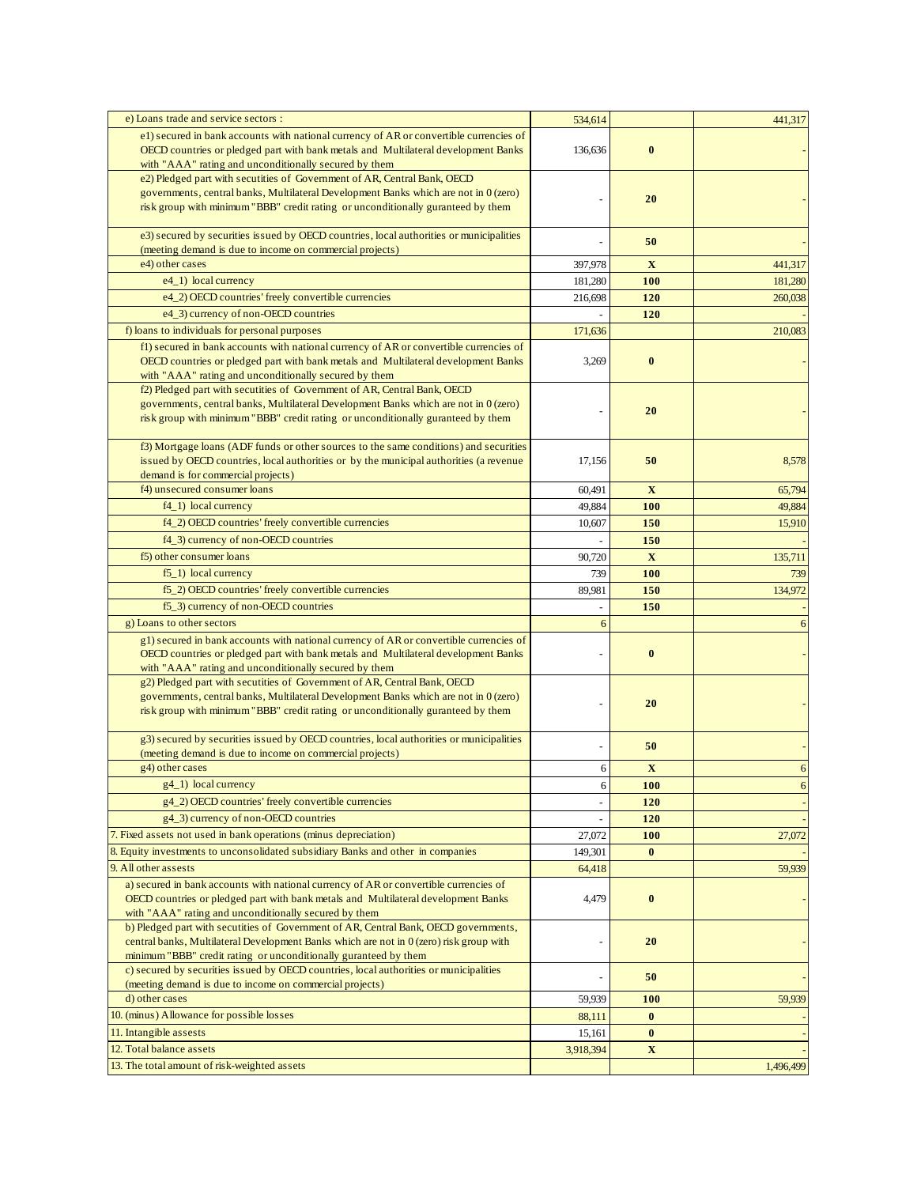| | | | |
|---|---|---|---|
| e) Loans trade and service sectors : | 534,614 | | 441,317 |
| e1) secured in bank accounts with national currency of AR or convertible currencies of OECD countries or pledged part with bank metals and Multilateral development Banks with "AAA" rating and unconditionally secured by them | 136,636 | **0** | - |
| e2) Pledged part with secutities of Government of AR, Central Bank, OECD governments, central banks, Multilateral Development Banks which are not in 0 (zero) risk group with minimum "BBB" credit rating or unconditionally guranteed by them | - | **20** | - |
| e3) secured by securities issued by OECD countries, local authorities or municipalities (meeting demand is due to income on commercial projects) | - | **50** | - |
| e4) other cases | 397,978 | **X** | 441,317 |
| e4_1) local currency | 181,280 | **100** | 181,280 |
| e4_2) OECD countries' freely convertible currencies | 216,698 | **120** | 260,038 |
| e4_3) currency of non-OECD countries | - | **120** | - |
| f) loans to individuals for personal purposes | 171,636 | | 210,083 |
| f1) secured in bank accounts with national currency of AR or convertible currencies of OECD countries or pledged part with bank metals and Multilateral development Banks with "AAA" rating and unconditionally secured by them | 3,269 | **0** | - |
| f2) Pledged part with secutities of Government of AR, Central Bank, OECD governments, central banks, Multilateral Development Banks which are not in 0 (zero) risk group with minimum "BBB" credit rating or unconditionally guranteed by them | - | **20** | - |
| f3) Mortgage loans (ADF funds or other sources to the same conditions) and securities issued by OECD countries, local authorities or by the municipal authorities (a revenue demand is for commercial projects) | 17,156 | **50** | 8,578 |
| f4) unsecured consumer loans | 60,491 | **X** | 65,794 |
| f4_1) local currency | 49,884 | **100** | 49,884 |
| f4_2) OECD countries' freely convertible currencies | 10,607 | **150** | 15,910 |
| f4_3) currency of non-OECD countries | - | **150** | - |
| f5) other consumer loans | 90,720 | **X** | 135,711 |
| f5_1) local currency | 739 | **100** | 739 |
| f5_2) OECD countries' freely convertible currencies | 89,981 | **150** | 134,972 |
| f5_3) currency of non-OECD countries | - | **150** | - |
| g) Loans to other sectors | 6 | | 6 |
| g1) secured in bank accounts with national currency of AR or convertible currencies of OECD countries or pledged part with bank metals and Multilateral development Banks with "AAA" rating and unconditionally secured by them | - | **0** | - |
| g2) Pledged part with secutities of Government of AR, Central Bank, OECD governments, central banks, Multilateral Development Banks which are not in 0 (zero) risk group with minimum "BBB" credit rating or unconditionally guranteed by them | - | **20** | - |
| g3) secured by securities issued by OECD countries, local authorities or municipalities (meeting demand is due to income on commercial projects) | - | **50** | - |
| g4) other cases | 6 | **X** | 6 |
| g4_1) local currency | 6 | **100** | 6 |
| g4_2) OECD countries' freely convertible currencies | - | **120** | - |
| g4_3) currency of non-OECD countries | - | **120** | - |
| 7. Fixed assets not used in bank operations (minus depreciation) | 27,072 | **100** | 27,072 |
| 8. Equity investments to unconsolidated subsidiary Banks and other in companies | 149,301 | **0** | - |
| 9. All other assests | 64,418 | | 59,939 |
| a) secured in bank accounts with national currency of AR or convertible currencies of OECD countries or pledged part with bank metals and Multilateral development Banks with "AAA" rating and unconditionally secured by them | 4,479 | **0** | - |
| b) Pledged part with secutities of Government of AR, Central Bank, OECD governments, central banks, Multilateral Development Banks which are not in 0 (zero) risk group with minimum "BBB" credit rating or unconditionally guranteed by them | - | **20** | - |
| c) secured by securities issued by OECD countries, local authorities or municipalities (meeting demand is due to income on commercial projects) | - | **50** | - |
| d) other cases | 59,939 | **100** | 59,939 |
| 10. (minus) Allowance for possible losses | 88,111 | **0** | - |
| 11. Intangible assests | 15,161 | **0** | - |
| 12. Total balance assets | 3,918,394 | **X** | - |
| 13. The total amount of risk-weighted assets | | | 1,496,499 |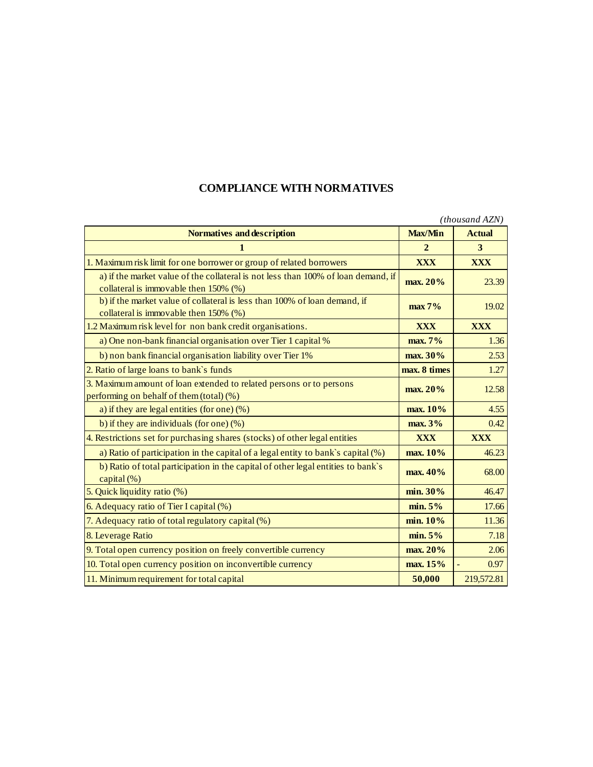## COMPLIANCE WITH NORMATIVES

*(thousand AZN)*

| Normatives and description | Max/Min | Actual |
|---|---|---|
| 1 | 2 | 3 |
| 1. Maximum risk limit for one borrower or group of related borrowers | XXX | XXX |
| a) if the market value of the collateral is not less than 100% of loan demand, if collateral is immovable then 150% (%) | max. 20% | 23.39 |
| b) if the market value of collateral is less than 100% of loan demand, if collateral is immovable then 150% (%) | max 7% | 19.02 |
| 1.2 Maximum risk level for non bank credit organisations. | XXX | XXX |
| a) One non-bank financial organisation over Tier 1 capital % | max. 7% | 1.36 |
| b) non bank financial organisation liability over Tier 1% | max. 30% | 2.53 |
| 2. Ratio of large loans to bank`s funds | max. 8 times | 1.27 |
| 3. Maximum amount of loan extended to related persons or to persons performing on behalf of them (total) (%) | max. 20% | 12.58 |
| a) if they are legal entities (for one) (%) | max. 10% | 4.55 |
| b) if they are individuals (for one) (%) | max. 3% | 0.42 |
| 4. Restrictions set for purchasing shares (stocks) of other legal entities | XXX | XXX |
| a) Ratio of participation in the capital of a legal entity to bank`s capital (%) | max. 10% | 46.23 |
| b) Ratio of total participation in the capital of other legal entities to bank`s capital (%) | max. 40% | 68.00 |
| 5. Quick liquidity ratio (%) | min. 30% | 46.47 |
| 6. Adequacy ratio of Tier I capital (%) | min. 5% | 17.66 |
| 7. Adequacy ratio of total regulatory capital (%) | min. 10% | 11.36 |
| 8. Leverage Ratio | min. 5% | 7.18 |
| 9. Total open currency position on freely convertible currency | max. 20% | 2.06 |
| 10. Total open currency position on inconvertible currency | max. 15% | - 0.97 |
| 11. Minimum requirement for total capital | 50,000 | 219,572.81 |